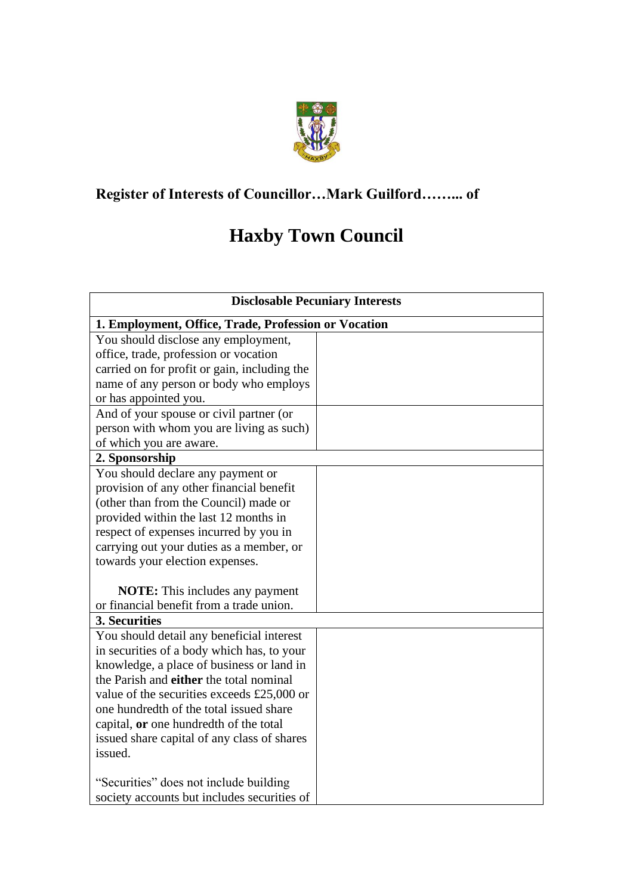**Register of Interests of Councillor…Mark Guilford…….. of**

# Haxby Town Council

| Disclosable Pecuniary Interests | |
|---|---|
| **1. Employment, Office, Trade, Profession or Vocation** | |
| You should disclose any employment, office, trade, profession or vocation carried on for profit or gain, including the name of any person or body who employs or has appointed you. | |
| And of your spouse or civil partner (or person with whom you are living as such) of which you are aware. | |
| **2. Sponsorship** | |
| You should declare any payment or provision of any other financial benefit (other than from the Council) made or provided within the last 12 months in respect of expenses incurred by you in carrying out your duties as a member, or towards your election expenses.<br><br>**NOTE:** This includes any payment or financial benefit from a trade union. | |
| **3. Securities** | |
| You should detail any beneficial interest in securities of a body which has, to your knowledge, a place of business or land in the Parish and **either** the total nominal value of the securities exceeds £25,000 or one hundredth of the total issued share capital, **or** one hundredth of the total issued share capital of any class of shares issued.<br><br>"Securities" does not include building society accounts but includes securities of | |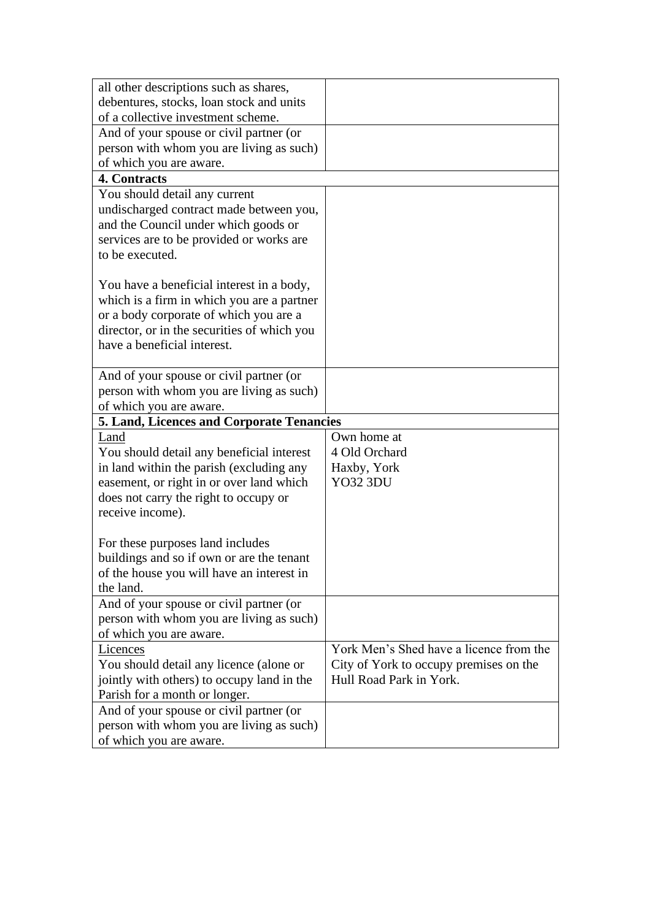| | |
|---|---|
| all other descriptions such as shares, debentures, stocks, loan stock and units of a collective investment scheme. | |
| And of your spouse or civil partner (or person with whom you are living as such) of which you are aware. | |
| **4. Contracts** | |
| You should detail any current undischarged contract made between you, and the Council under which goods or services are to be provided or works are to be executed.<br><br>You have a beneficial interest in a body, which is a firm in which you are a partner or a body corporate of which you are a director, or in the securities of which you have a beneficial interest. | |
| And of your spouse or civil partner (or person with whom you are living as such) of which you are aware. | |
| **5. Land, Licences and Corporate Tenancies** | |
| Land<br>You should detail any beneficial interest in land within the parish (excluding any easement, or right in or over land which does not carry the right to occupy or receive income).<br><br>For these purposes land includes buildings and so if own or are the tenant of the house you will have an interest in the land. | Own home at<br>4 Old Orchard<br>Haxby, York<br>YO32 3DU |
| And of your spouse or civil partner (or person with whom you are living as such) of which you are aware. | |
| Licences<br>You should detail any licence (alone or jointly with others) to occupy land in the Parish for a month or longer. | York Men's Shed have a licence from the City of York to occupy premises on the Hull Road Park in York. |
| And of your spouse or civil partner (or person with whom you are living as such) of which you are aware. | |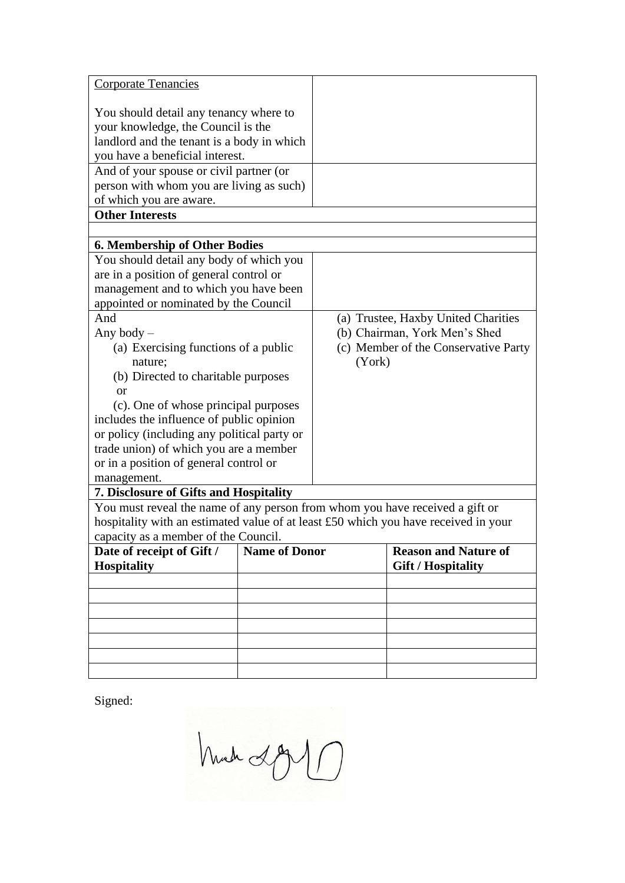| | |
|---|---|
| Corporate Tenancies<br><br>You should detail any tenancy where to your knowledge, the Council is the landlord and the tenant is a body in which you have a beneficial interest. | |
| And of your spouse or civil partner (or person with whom you are living as such) of which you are aware. | |
| **Other Interests** | |
| | |
| **6. Membership of Other Bodies** | |
| You should detail any body of which you are in a position of general control or management and to which you have been appointed or nominated by the Council | |
| And<br>Any body –<br>(a) Exercising functions of a public nature;<br>(b) Directed to charitable purposes or<br>(c). One of whose principal purposes includes the influence of public opinion or policy (including any political party or trade union) of which you are a member or in a position of general control or management. | (a) Trustee, Haxby United Charities<br>(b) Chairman, York Men's Shed<br>(c) Member of the Conservative Party (York) |

**7. Disclosure of Gifts and Hospitality**

You must reveal the name of any person from whom you have received a gift or hospitality with an estimated value of at least £50 which you have received in your capacity as a member of the Council.

| Date of receipt of Gift / Hospitality | Name of Donor | Reason and Nature of Gift / Hospitality |
|---|---|---|
| | | |
| | | |
| | | |
| | | |
| | | |
| | | |
| | | |

Signed: